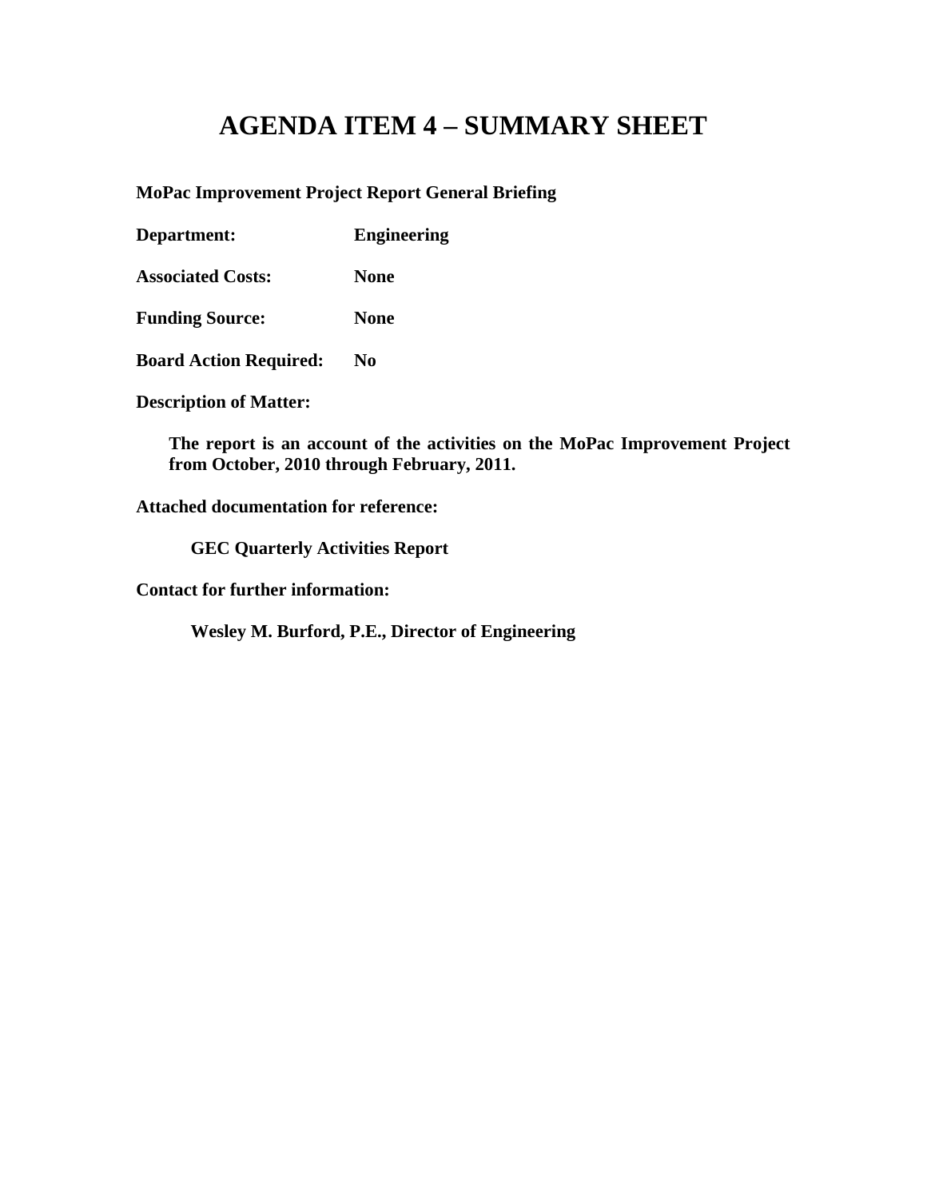# AGENDA ITEM 4 – SUMMARY SHEET

**MoPac Improvement Project Report General Briefing**

**Department:** **Engineering**

**Associated Costs:** **None**

**Funding Source:** **None**

**Board Action Required:** **No**

**Description of Matter:**

**The report is an account of the activities on the MoPac Improvement Project from October, 2010 through February, 2011.**

**Attached documentation for reference:**

**GEC Quarterly Activities Report**

**Contact for further information:**

**Wesley M. Burford, P.E., Director of Engineering**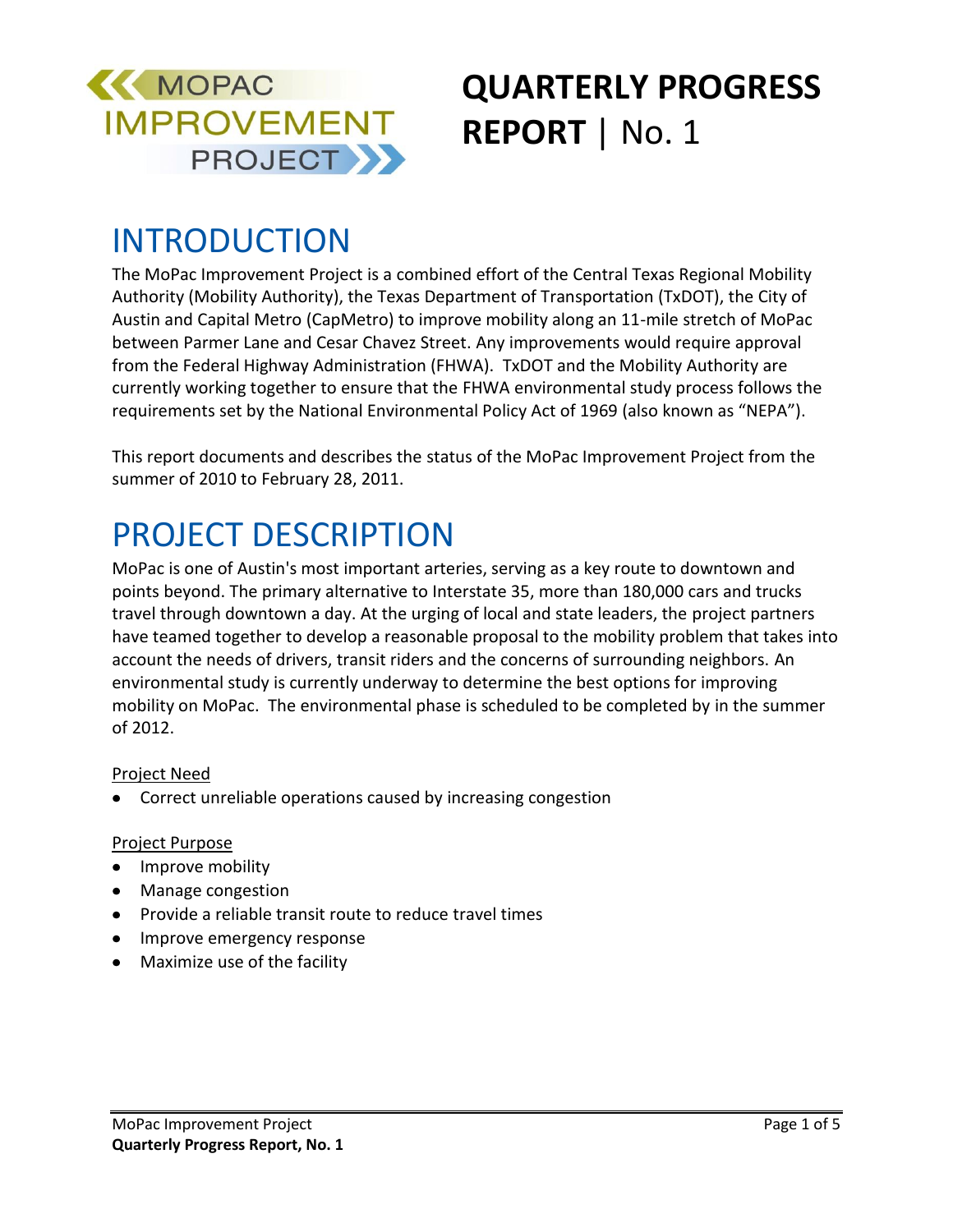MOPAC IMPROVEMENT PROJECT

# QUARTERLY PROGRESS REPORT | No. 1

## INTRODUCTION

The MoPac Improvement Project is a combined effort of the Central Texas Regional Mobility Authority (Mobility Authority), the Texas Department of Transportation (TxDOT), the City of Austin and Capital Metro (CapMetro) to improve mobility along an 11-mile stretch of MoPac between Parmer Lane and Cesar Chavez Street. Any improvements would require approval from the Federal Highway Administration (FHWA). TxDOT and the Mobility Authority are currently working together to ensure that the FHWA environmental study process follows the requirements set by the National Environmental Policy Act of 1969 (also known as "NEPA").

This report documents and describes the status of the MoPac Improvement Project from the summer of 2010 to February 28, 2011.

## PROJECT DESCRIPTION

MoPac is one of Austin's most important arteries, serving as a key route to downtown and points beyond. The primary alternative to Interstate 35, more than 180,000 cars and trucks travel through downtown a day. At the urging of local and state leaders, the project partners have teamed together to develop a reasonable proposal to the mobility problem that takes into account the needs of drivers, transit riders and the concerns of surrounding neighbors. An environmental study is currently underway to determine the best options for improving mobility on MoPac. The environmental phase is scheduled to be completed by in the summer of 2012.

Project Need

- Correct unreliable operations caused by increasing congestion

Project Purpose

- Improve mobility
- Manage congestion
- Provide a reliable transit route to reduce travel times
- Improve emergency response
- Maximize use of the facility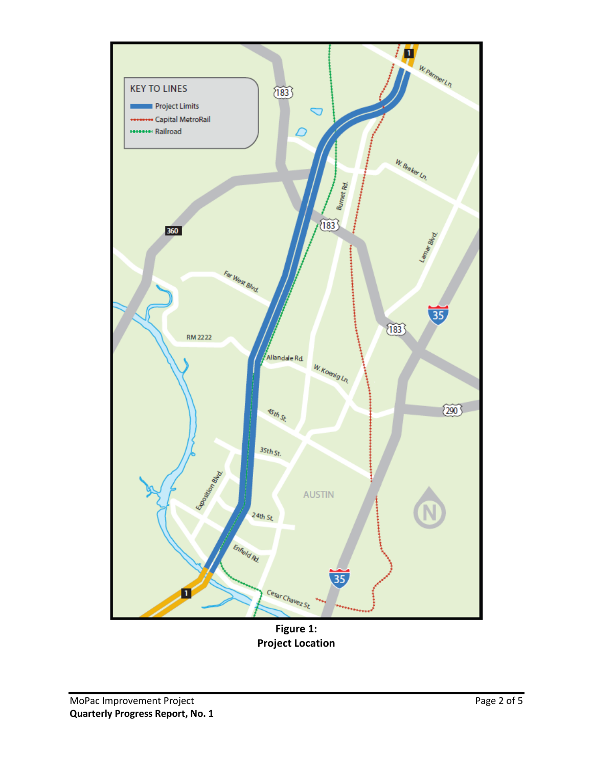KEY TO LINES

- Project Limits
- Capital MetroRail
- Railroad

W. Parmer Ln.

183

W. Braker Ln.

Burnet Rd.

183

360

Lamar Blvd.

Far West Blvd.

35

183

RM 2222

Allandale Rd.

W. Koenig Ln.

290

45th St.

35th St.

Exposition Blvd.

AUSTIN

24th St.

Enfield Rd.

35

1

Cesar Chavez St.

1

**Figure 1:**
**Project Location**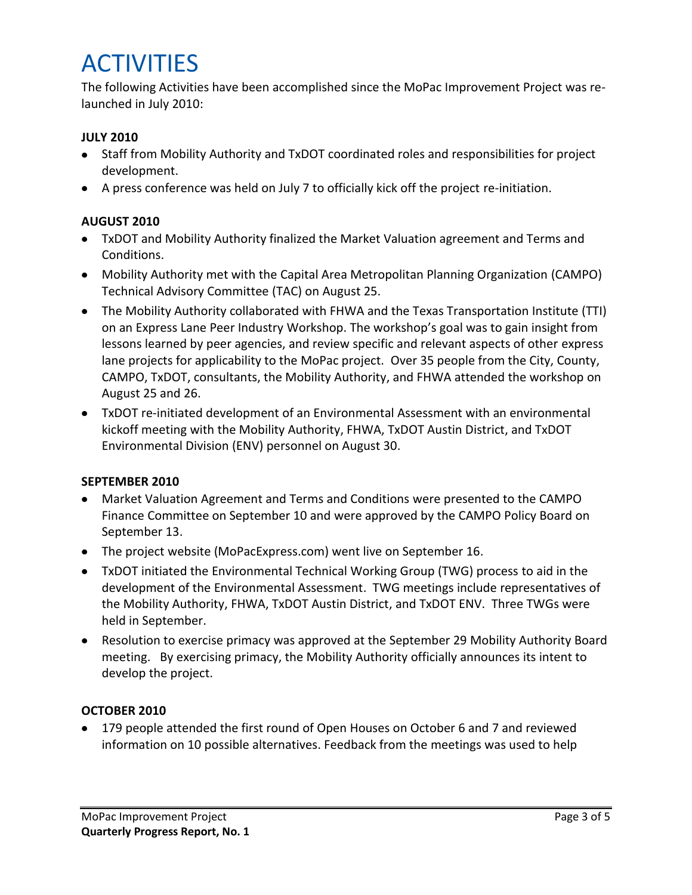# ACTIVITIES

The following Activities have been accomplished since the MoPac Improvement Project was re-launched in July 2010:

**JULY 2010**

- Staff from Mobility Authority and TxDOT coordinated roles and responsibilities for project development.
- A press conference was held on July 7 to officially kick off the project re-initiation.

**AUGUST 2010**

- TxDOT and Mobility Authority finalized the Market Valuation agreement and Terms and Conditions.
- Mobility Authority met with the Capital Area Metropolitan Planning Organization (CAMPO) Technical Advisory Committee (TAC) on August 25.
- The Mobility Authority collaborated with FHWA and the Texas Transportation Institute (TTI) on an Express Lane Peer Industry Workshop. The workshop's goal was to gain insight from lessons learned by peer agencies, and review specific and relevant aspects of other express lane projects for applicability to the MoPac project. Over 35 people from the City, County, CAMPO, TxDOT, consultants, the Mobility Authority, and FHWA attended the workshop on August 25 and 26.
- TxDOT re-initiated development of an Environmental Assessment with an environmental kickoff meeting with the Mobility Authority, FHWA, TxDOT Austin District, and TxDOT Environmental Division (ENV) personnel on August 30.

**SEPTEMBER 2010**

- Market Valuation Agreement and Terms and Conditions were presented to the CAMPO Finance Committee on September 10 and were approved by the CAMPO Policy Board on September 13.
- The project website (MoPacExpress.com) went live on September 16.
- TxDOT initiated the Environmental Technical Working Group (TWG) process to aid in the development of the Environmental Assessment. TWG meetings include representatives of the Mobility Authority, FHWA, TxDOT Austin District, and TxDOT ENV. Three TWGs were held in September.
- Resolution to exercise primacy was approved at the September 29 Mobility Authority Board meeting. By exercising primacy, the Mobility Authority officially announces its intent to develop the project.

**OCTOBER 2010**

- 179 people attended the first round of Open Houses on October 6 and 7 and reviewed information on 10 possible alternatives. Feedback from the meetings was used to help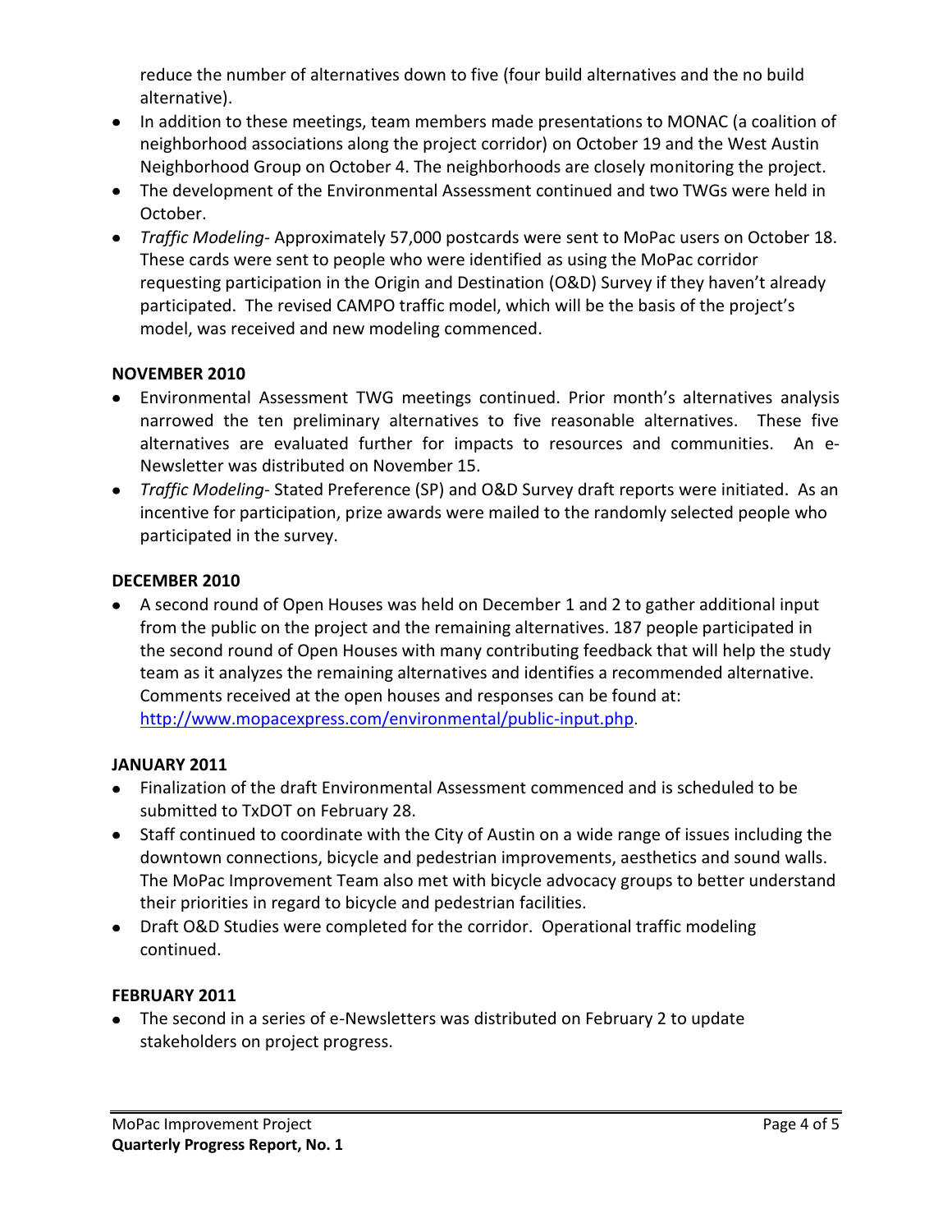reduce the number of alternatives down to five (four build alternatives and the no build alternative).

- In addition to these meetings, team members made presentations to MONAC (a coalition of neighborhood associations along the project corridor) on October 19 and the West Austin Neighborhood Group on October 4. The neighborhoods are closely monitoring the project.
- The development of the Environmental Assessment continued and two TWGs were held in October.
- *Traffic Modeling*- Approximately 57,000 postcards were sent to MoPac users on October 18. These cards were sent to people who were identified as using the MoPac corridor requesting participation in the Origin and Destination (O&D) Survey if they haven't already participated. The revised CAMPO traffic model, which will be the basis of the project's model, was received and new modeling commenced.

**NOVEMBER 2010**

- Environmental Assessment TWG meetings continued. Prior month's alternatives analysis narrowed the ten preliminary alternatives to five reasonable alternatives. These five alternatives are evaluated further for impacts to resources and communities. An e-Newsletter was distributed on November 15.
- *Traffic Modeling*- Stated Preference (SP) and O&D Survey draft reports were initiated. As an incentive for participation, prize awards were mailed to the randomly selected people who participated in the survey.

**DECEMBER 2010**

- A second round of Open Houses was held on December 1 and 2 to gather additional input from the public on the project and the remaining alternatives. 187 people participated in the second round of Open Houses with many contributing feedback that will help the study team as it analyzes the remaining alternatives and identifies a recommended alternative. Comments received at the open houses and responses can be found at: [http://www.mopacexpress.com/environmental/public-input.php](http://www.mopacexpress.com/environmental/public-input.php).

**JANUARY 2011**

- Finalization of the draft Environmental Assessment commenced and is scheduled to be submitted to TxDOT on February 28.
- Staff continued to coordinate with the City of Austin on a wide range of issues including the downtown connections, bicycle and pedestrian improvements, aesthetics and sound walls. The MoPac Improvement Team also met with bicycle advocacy groups to better understand their priorities in regard to bicycle and pedestrian facilities.
- Draft O&D Studies were completed for the corridor. Operational traffic modeling continued.

**FEBRUARY 2011**

- The second in a series of e-Newsletters was distributed on February 2 to update stakeholders on project progress.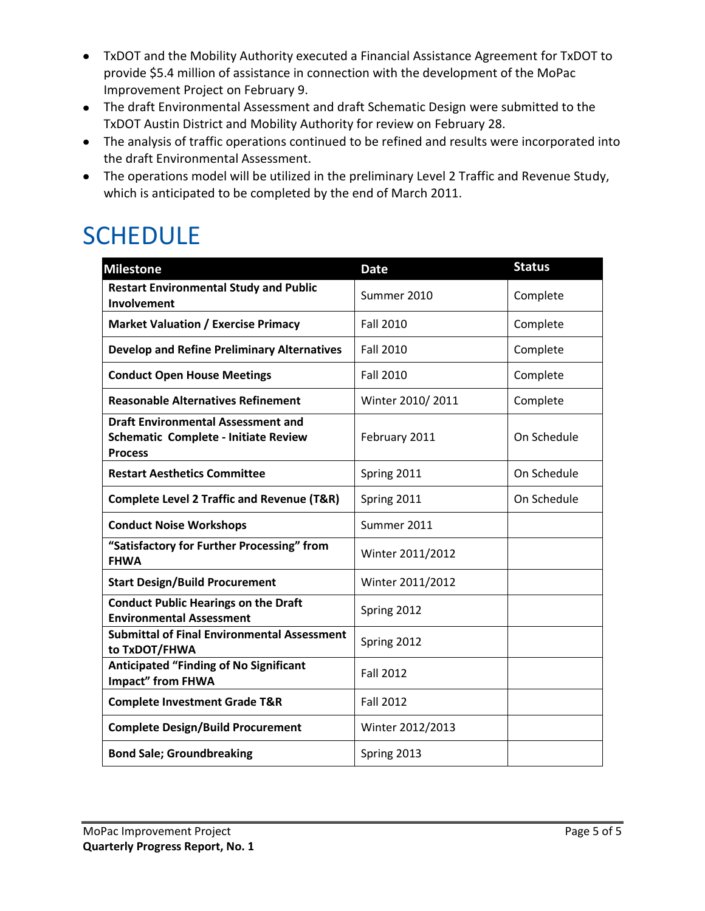- TxDOT and the Mobility Authority executed a Financial Assistance Agreement for TxDOT to provide $5.4 million of assistance in connection with the development of the MoPac Improvement Project on February 9.
- The draft Environmental Assessment and draft Schematic Design were submitted to the TxDOT Austin District and Mobility Authority for review on February 28.
- The analysis of traffic operations continued to be refined and results were incorporated into the draft Environmental Assessment.
- The operations model will be utilized in the preliminary Level 2 Traffic and Revenue Study, which is anticipated to be completed by the end of March 2011.

# SCHEDULE

| Milestone | Date | Status |
| --- | --- | --- |
| **Restart Environmental Study and Public Involvement** | Summer 2010 | Complete |
| **Market Valuation / Exercise Primacy** | Fall 2010 | Complete |
| **Develop and Refine Preliminary Alternatives** | Fall 2010 | Complete |
| **Conduct Open House Meetings** | Fall 2010 | Complete |
| **Reasonable Alternatives Refinement** | Winter 2010/ 2011 | Complete |
| **Draft Environmental Assessment and Schematic Complete - Initiate Review Process** | February 2011 | On Schedule |
| **Restart Aesthetics Committee** | Spring 2011 | On Schedule |
| **Complete Level 2 Traffic and Revenue (T&R)** | Spring 2011 | On Schedule |
| **Conduct Noise Workshops** | Summer 2011 | |
| **"Satisfactory for Further Processing" from FHWA** | Winter 2011/2012 | |
| **Start Design/Build Procurement** | Winter 2011/2012 | |
| **Conduct Public Hearings on the Draft Environmental Assessment** | Spring 2012 | |
| **Submittal of Final Environmental Assessment to TxDOT/FHWA** | Spring 2012 | |
| **Anticipated "Finding of No Significant Impact" from FHWA** | Fall 2012 | |
| **Complete Investment Grade T&R** | Fall 2012 | |
| **Complete Design/Build Procurement** | Winter 2012/2013 | |
| **Bond Sale; Groundbreaking** | Spring 2013 | |